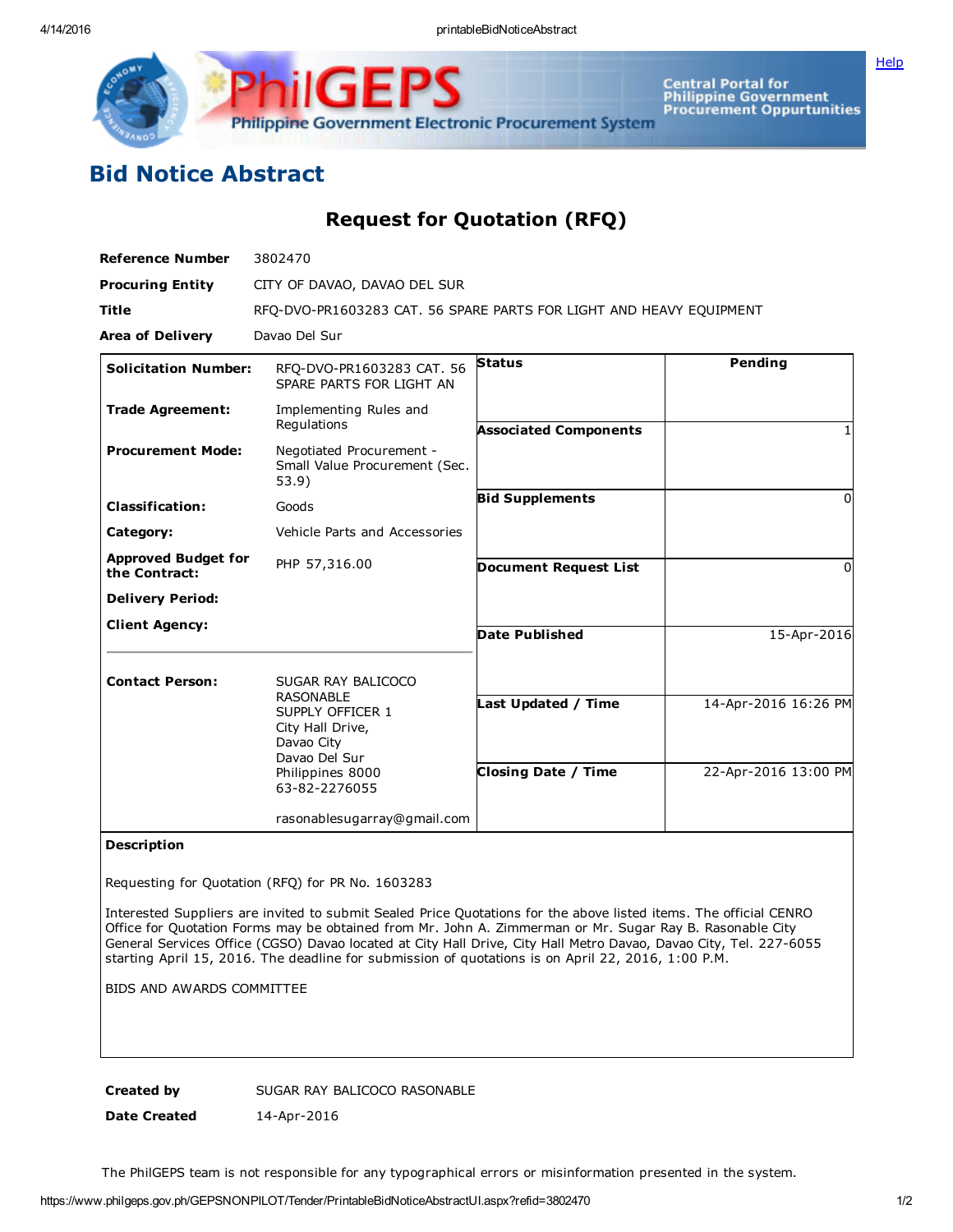# Bid Notice Abstract

## Request for Quotation (RFQ)

**Reference Number** 3802470

**Procuring Entity** CITY OF DAVAO, DAVAO DEL SUR

**Title** RFQ-DVO-PR1603283 CAT. 56 SPARE PARTS FOR LIGHT AND HEAVY EQUIPMENT

**Area of Delivery** Davao Del Sur

| | | | |
|---|---|---|---|
| **Solicitation Number:** | RFQ-DVO-PR1603283 CAT. 56 SPARE PARTS FOR LIGHT AN | **Status** | Pending |
| **Trade Agreement:** | Implementing Rules and Regulations | **Associated Components** | 1 |
| **Procurement Mode:** | Negotiated Procurement - Small Value Procurement (Sec. 53.9) | **Bid Supplements** | 0 |
| **Classification:** | Goods | | |
| **Category:** | Vehicle Parts and Accessories | **Document Request List** | 0 |
| **Approved Budget for the Contract:** | PHP 57,316.00 | | |
| **Delivery Period:** | | **Date Published** | 15-Apr-2016 |
| **Client Agency:** | | | |
| **Contact Person:** | SUGAR RAY BALICOCO RASONABLE<br>SUPPLY OFFICER 1<br>City Hall Drive,<br>Davao City<br>Davao Del Sur<br>Philippines 8000<br>63-82-2276055<br><br>rasonablesugarray@gmail.com | **Last Updated / Time** | 14-Apr-2016 16:26 PM |
| | | **Closing Date / Time** | 22-Apr-2016 13:00 PM |

**Description**

Requesting for Quotation (RFQ) for PR No. 1603283

Interested Suppliers are invited to submit Sealed Price Quotations for the above listed items. The official CENRO Office for Quotation Forms may be obtained from Mr. John A. Zimmerman or Mr. Sugar Ray B. Rasonable City General Services Office (CGSO) Davao located at City Hall Drive, City Hall Metro Davao, Davao City, Tel. 227-6055 starting April 15, 2016. The deadline for submission of quotations is on April 22, 2016, 1:00 P.M.

BIDS AND AWARDS COMMITTEE

**Created by** SUGAR RAY BALICOCO RASONABLE

**Date Created** 14-Apr-2016

The PhilGEPS team is not responsible for any typographical errors or misinformation presented in the system.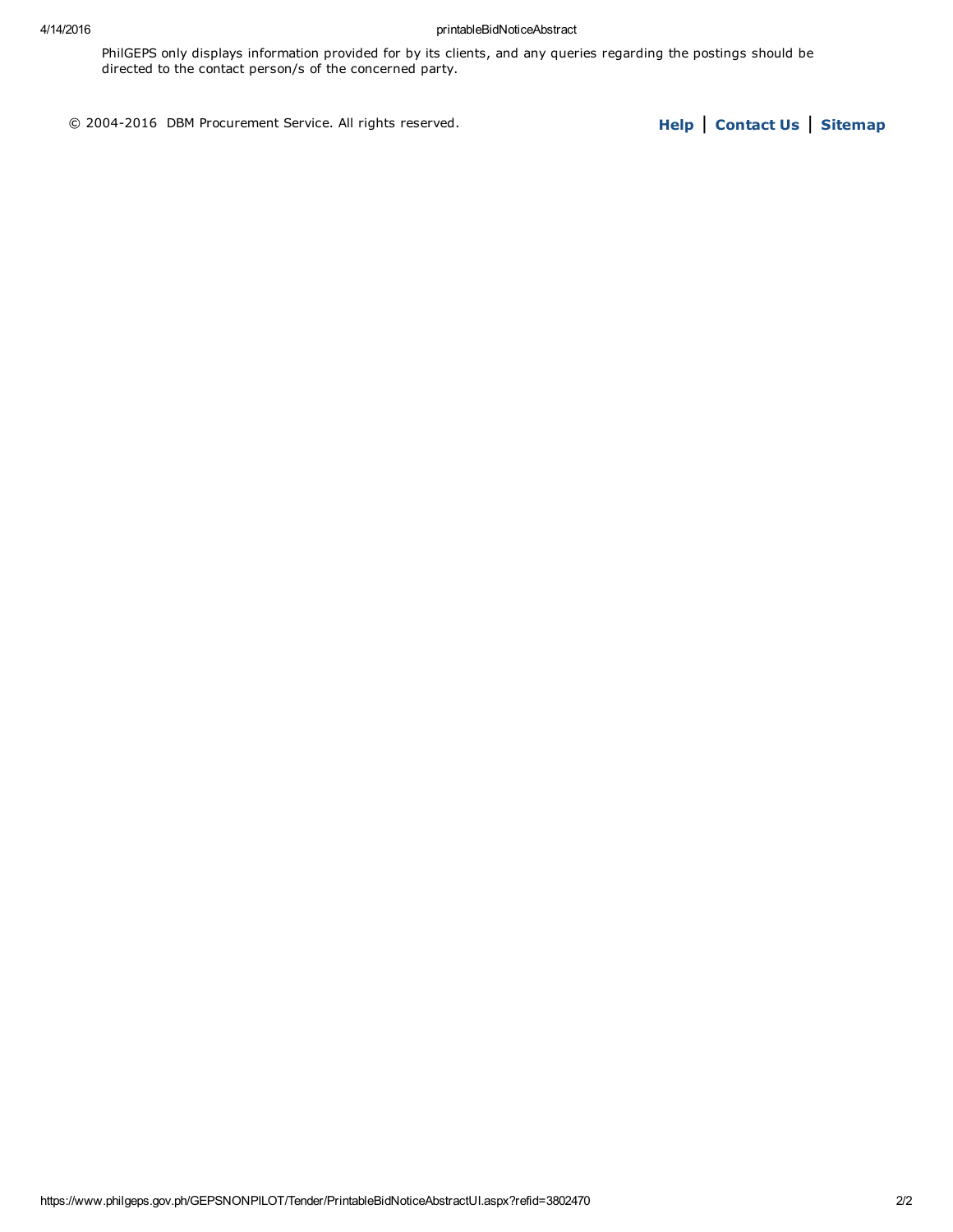PhilGEPS only displays information provided for by its clients, and any queries regarding the postings should be directed to the contact person/s of the concerned party.

© 2004-2016 DBM Procurement Service. All rights reserved.

**Help** | **Contact Us** | **Sitemap**